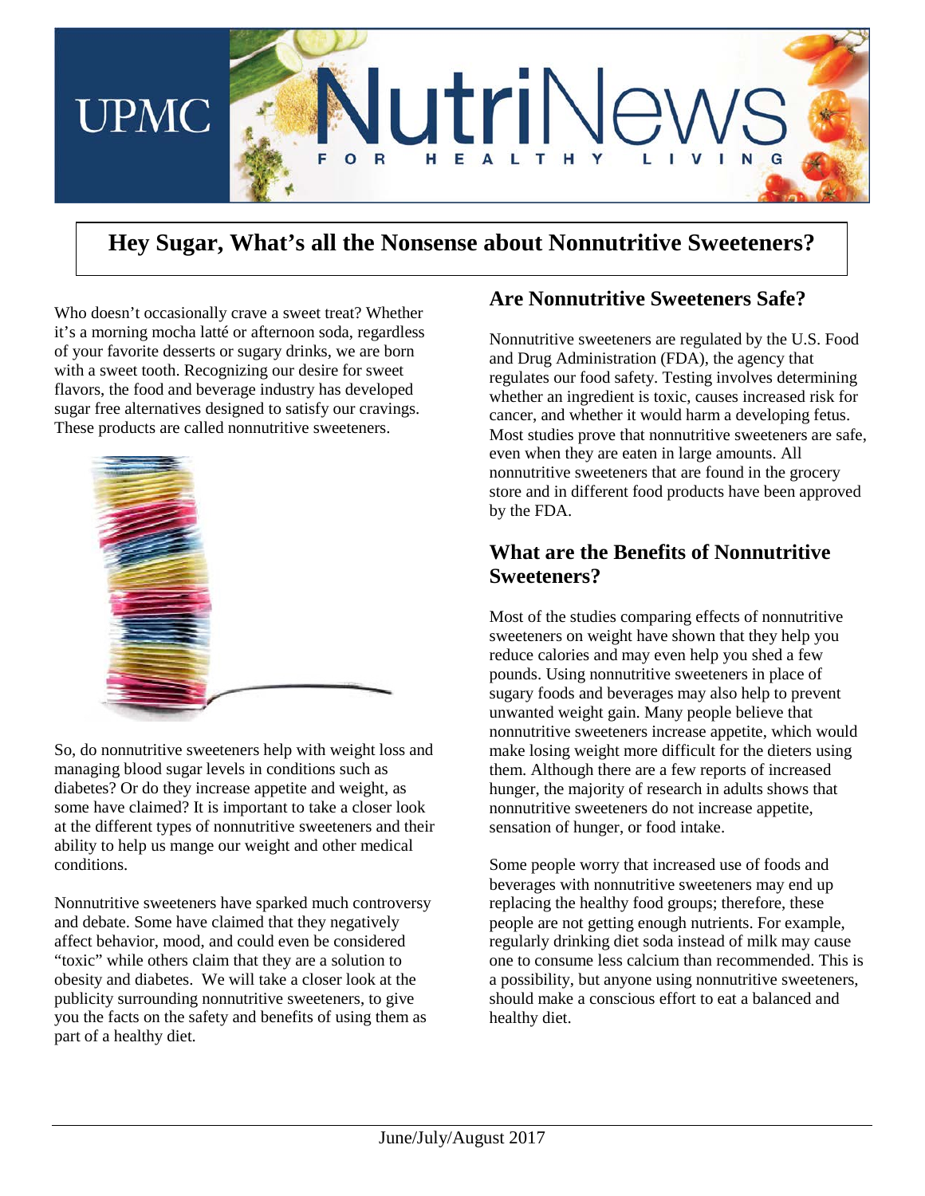# Hey Sugar, What's all the Nonsense about Nonnutritive Sweeteners?

Who doesn't occasionally crave a sweet treat? Whether it's a morning mocha latté or afternoon soda, regardless of your favorite desserts or sugary drinks, we are born with a sweet tooth. Recognizing our desire for sweet flavors, the food and beverage industry has developed sugar free alternatives designed to satisfy our cravings. These products are called nonnutritive sweeteners.

So, do nonnutritive sweeteners help with weight loss and managing blood sugar levels in conditions such as diabetes? Or do they increase appetite and weight, as some have claimed? It is important to take a closer look at the different types of nonnutritive sweeteners and their ability to help us mange our weight and other medical conditions.

Nonnutritive sweeteners have sparked much controversy and debate. Some have claimed that they negatively affect behavior, mood, and could even be considered "toxic" while others claim that they are a solution to obesity and diabetes. We will take a closer look at the publicity surrounding nonnutritive sweeteners, to give you the facts on the safety and benefits of using them as part of a healthy diet.

## Are Nonnutritive Sweeteners Safe?

Nonnutritive sweeteners are regulated by the U.S. Food and Drug Administration (FDA), the agency that regulates our food safety. Testing involves determining whether an ingredient is toxic, causes increased risk for cancer, and whether it would harm a developing fetus. Most studies prove that nonnutritive sweeteners are safe, even when they are eaten in large amounts. All nonnutritive sweeteners that are found in the grocery store and in different food products have been approved by the FDA.

## What are the Benefits of Nonnutritive Sweeteners?

Most of the studies comparing effects of nonnutritive sweeteners on weight have shown that they help you reduce calories and may even help you shed a few pounds. Using nonnutritive sweeteners in place of sugary foods and beverages may also help to prevent unwanted weight gain. Many people believe that nonnutritive sweeteners increase appetite, which would make losing weight more difficult for the dieters using them. Although there are a few reports of increased hunger, the majority of research in adults shows that nonnutritive sweeteners do not increase appetite, sensation of hunger, or food intake.

Some people worry that increased use of foods and beverages with nonnutritive sweeteners may end up replacing the healthy food groups; therefore, these people are not getting enough nutrients. For example, regularly drinking diet soda instead of milk may cause one to consume less calcium than recommended. This is a possibility, but anyone using nonnutritive sweeteners, should make a conscious effort to eat a balanced and healthy diet.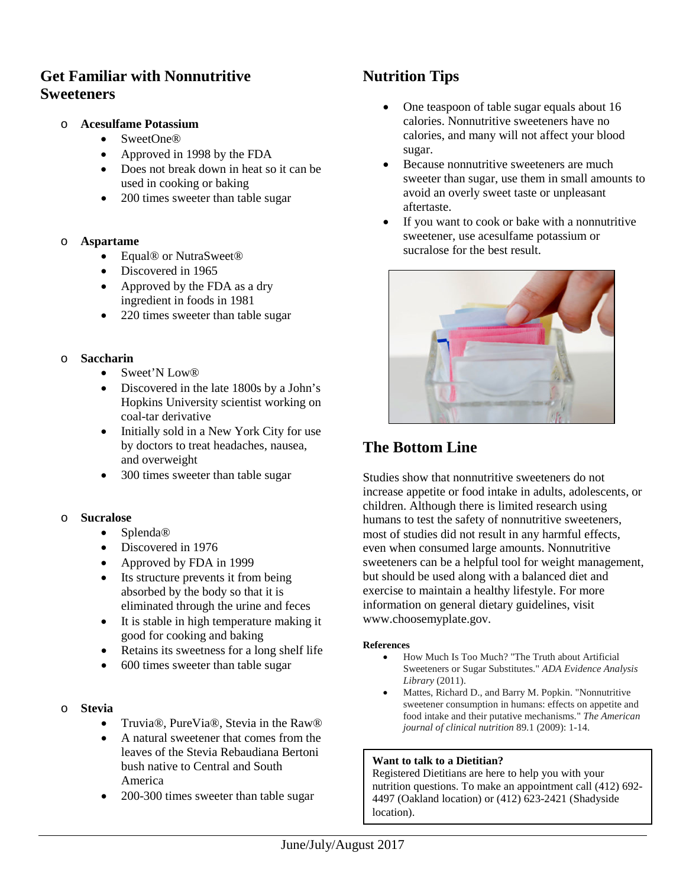## Get Familiar with Nonnutritive Sweeteners

- **Acesulfame Potassium**
  - SweetOne®
  - Approved in 1998 by the FDA
  - Does not break down in heat so it can be used in cooking or baking
  - 200 times sweeter than table sugar

- **Aspartame**
  - Equal® or NutraSweet®
  - Discovered in 1965
  - Approved by the FDA as a dry ingredient in foods in 1981
  - 220 times sweeter than table sugar

- **Saccharin**
  - Sweet'N Low®
  - Discovered in the late 1800s by a John's Hopkins University scientist working on coal-tar derivative
  - Initially sold in a New York City for use by doctors to treat headaches, nausea, and overweight
  - 300 times sweeter than table sugar

- **Sucralose**
  - Splenda®
  - Discovered in 1976
  - Approved by FDA in 1999
  - Its structure prevents it from being absorbed by the body so that it is eliminated through the urine and feces
  - It is stable in high temperature making it good for cooking and baking
  - Retains its sweetness for a long shelf life
  - 600 times sweeter than table sugar

- **Stevia**
  - Truvia®, PureVia®, Stevia in the Raw®
  - A natural sweetener that comes from the leaves of the Stevia Rebaudiana Bertoni bush native to Central and South America
  - 200-300 times sweeter than table sugar

## Nutrition Tips

- One teaspoon of table sugar equals about 16 calories. Nonnutritive sweeteners have no calories, and many will not affect your blood sugar.
- Because nonnutritive sweeteners are much sweeter than sugar, use them in small amounts to avoid an overly sweet taste or unpleasant aftertaste.
- If you want to cook or bake with a nonnutritive sweetener, use acesulfame potassium or sucralose for the best result.

## The Bottom Line

Studies show that nonnutritive sweeteners do not increase appetite or food intake in adults, adolescents, or children. Although there is limited research using humans to test the safety of nonnutritive sweeteners, most of studies did not result in any harmful effects, even when consumed large amounts. Nonnutritive sweeteners can be a helpful tool for weight management, but should be used along with a balanced diet and exercise to maintain a healthy lifestyle. For more information on general dietary guidelines, visit www.choosemyplate.gov.

**References**

- How Much Is Too Much? "The Truth about Artificial Sweeteners or Sugar Substitutes." *ADA Evidence Analysis Library* (2011).
- Mattes, Richard D., and Barry M. Popkin. "Nonnutritive sweetener consumption in humans: effects on appetite and food intake and their putative mechanisms." *The American journal of clinical nutrition* 89.1 (2009): 1-14.

**Want to talk to a Dietitian?**
Registered Dietitians are here to help you with your nutrition questions. To make an appointment call (412) 692-4497 (Oakland location) or (412) 623-2421 (Shadyside location).